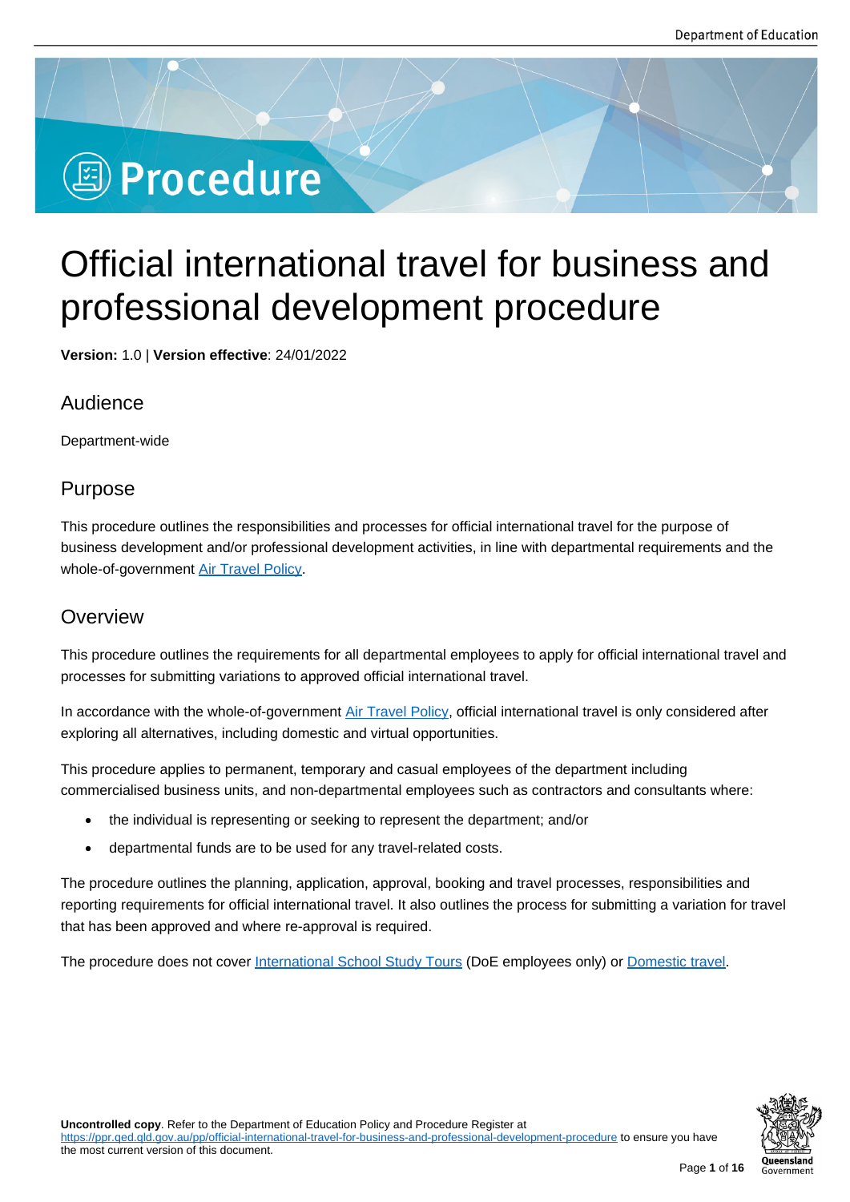# Official international travel for business and professional development procedure

**Version:** 1.0 | **Version effective**: 24/01/2022

## Audience

Department-wide

## Purpose

This procedure outlines the responsibilities and processes for official international travel for the purpose of business development and/or professional development activities, in line with departmental requirements and the whole-of-government [Air Travel Policy](#).

## Overview

This procedure outlines the requirements for all departmental employees to apply for official international travel and processes for submitting variations to approved official international travel.

In accordance with the whole-of-government [Air Travel Policy](#), official international travel is only considered after exploring all alternatives, including domestic and virtual opportunities.

This procedure applies to permanent, temporary and casual employees of the department including commercialised business units, and non-departmental employees such as contractors and consultants where:

- the individual is representing or seeking to represent the department; and/or
- departmental funds are to be used for any travel-related costs.

The procedure outlines the planning, application, approval, booking and travel processes, responsibilities and reporting requirements for official international travel. It also outlines the process for submitting a variation for travel that has been approved and where re-approval is required.

The procedure does not cover [International School Study Tours](#) (DoE employees only) or [Domestic travel](#).

**Uncontrolled copy**. Refer to the Department of Education Policy and Procedure Register at https://ppr.qed.qld.gov.au/pp/official-international-travel-for-business-and-professional-development-procedure to ensure you have the most current version of this document.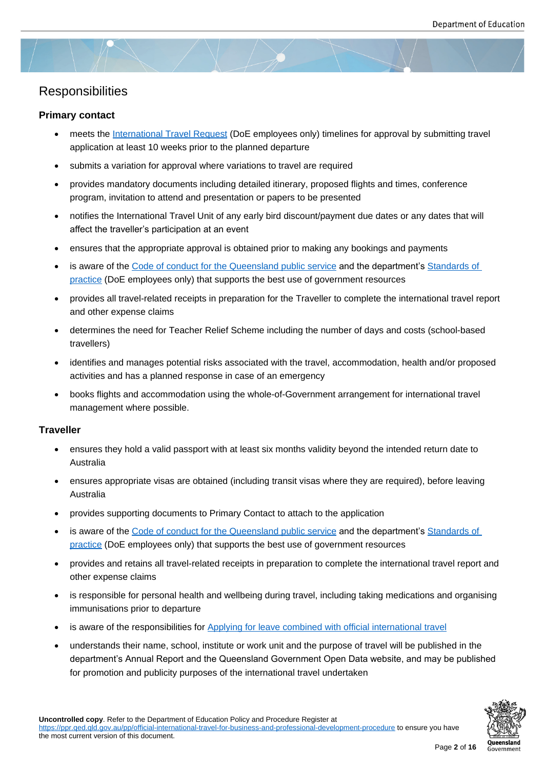## Responsibilities

### Primary contact

- meets the International Travel Request (DoE employees only) timelines for approval by submitting travel application at least 10 weeks prior to the planned departure
- submits a variation for approval where variations to travel are required
- provides mandatory documents including detailed itinerary, proposed flights and times, conference program, invitation to attend and presentation or papers to be presented
- notifies the International Travel Unit of any early bird discount/payment due dates or any dates that will affect the traveller's participation at an event
- ensures that the appropriate approval is obtained prior to making any bookings and payments
- is aware of the Code of conduct for the Queensland public service and the department's Standards of practice (DoE employees only) that supports the best use of government resources
- provides all travel-related receipts in preparation for the Traveller to complete the international travel report and other expense claims
- determines the need for Teacher Relief Scheme including the number of days and costs (school-based travellers)
- identifies and manages potential risks associated with the travel, accommodation, health and/or proposed activities and has a planned response in case of an emergency
- books flights and accommodation using the whole-of-Government arrangement for international travel management where possible.

### Traveller

- ensures they hold a valid passport with at least six months validity beyond the intended return date to Australia
- ensures appropriate visas are obtained (including transit visas where they are required), before leaving Australia
- provides supporting documents to Primary Contact to attach to the application
- is aware of the Code of conduct for the Queensland public service and the department's Standards of practice (DoE employees only) that supports the best use of government resources
- provides and retains all travel-related receipts in preparation to complete the international travel report and other expense claims
- is responsible for personal health and wellbeing during travel, including taking medications and organising immunisations prior to departure
- is aware of the responsibilities for Applying for leave combined with official international travel
- understands their name, school, institute or work unit and the purpose of travel will be published in the department's Annual Report and the Queensland Government Open Data website, and may be published for promotion and publicity purposes of the international travel undertaken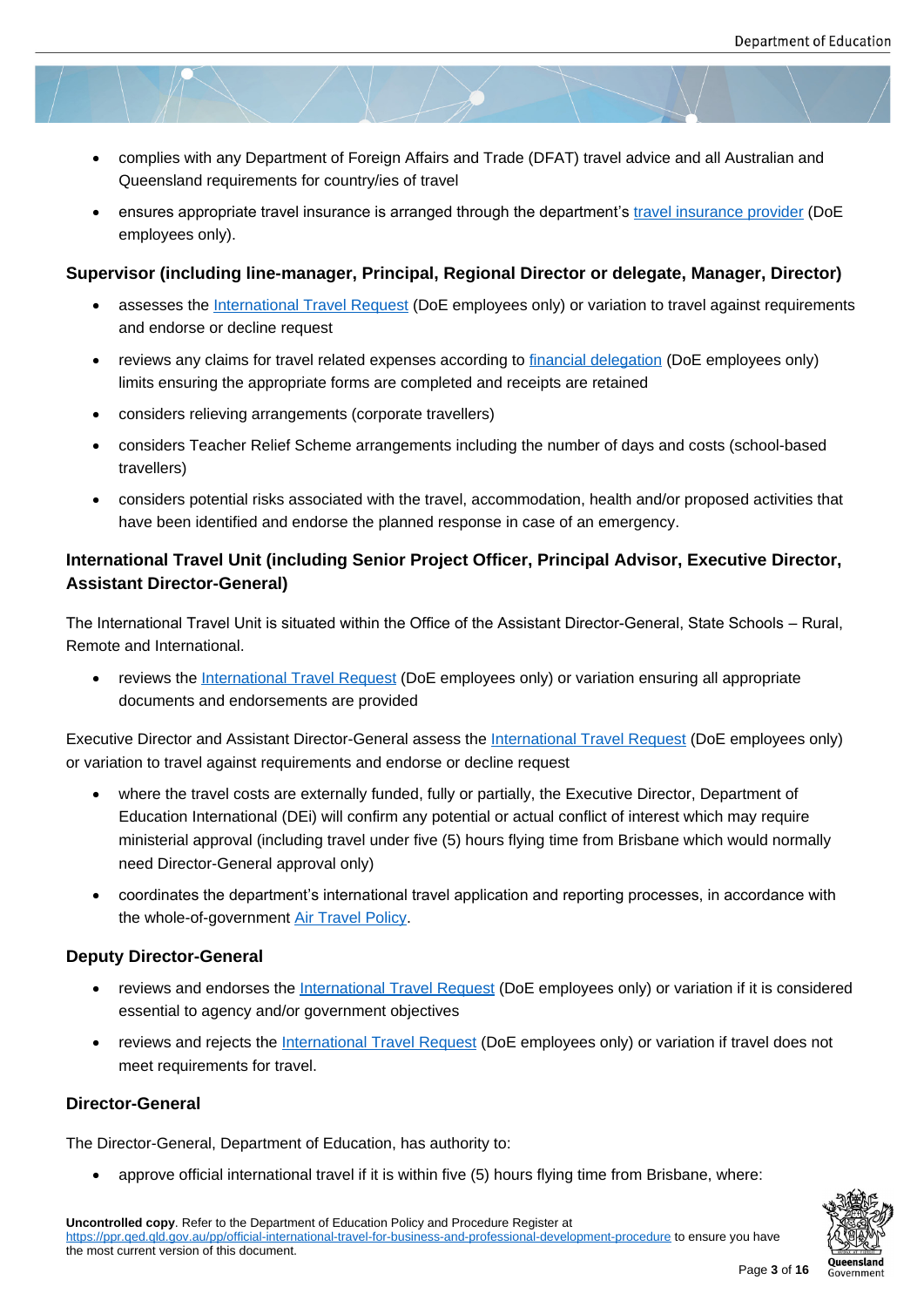- complies with any Department of Foreign Affairs and Trade (DFAT) travel advice and all Australian and Queensland requirements for country/ies of travel
- ensures appropriate travel insurance is arranged through the department's travel insurance provider (DoE employees only).

### Supervisor (including line-manager, Principal, Regional Director or delegate, Manager, Director)

- assesses the International Travel Request (DoE employees only) or variation to travel against requirements and endorse or decline request
- reviews any claims for travel related expenses according to financial delegation (DoE employees only) limits ensuring the appropriate forms are completed and receipts are retained
- considers relieving arrangements (corporate travellers)
- considers Teacher Relief Scheme arrangements including the number of days and costs (school-based travellers)
- considers potential risks associated with the travel, accommodation, health and/or proposed activities that have been identified and endorse the planned response in case of an emergency.

### International Travel Unit (including Senior Project Officer, Principal Advisor, Executive Director, Assistant Director-General)

The International Travel Unit is situated within the Office of the Assistant Director-General, State Schools – Rural, Remote and International.

- reviews the International Travel Request (DoE employees only) or variation ensuring all appropriate documents and endorsements are provided

Executive Director and Assistant Director-General assess the International Travel Request (DoE employees only) or variation to travel against requirements and endorse or decline request

- where the travel costs are externally funded, fully or partially, the Executive Director, Department of Education International (DEi) will confirm any potential or actual conflict of interest which may require ministerial approval (including travel under five (5) hours flying time from Brisbane which would normally need Director-General approval only)
- coordinates the department's international travel application and reporting processes, in accordance with the whole-of-government Air Travel Policy.

### Deputy Director-General

- reviews and endorses the International Travel Request (DoE employees only) or variation if it is considered essential to agency and/or government objectives
- reviews and rejects the International Travel Request (DoE employees only) or variation if travel does not meet requirements for travel.

### Director-General

The Director-General, Department of Education, has authority to:

- approve official international travel if it is within five (5) hours flying time from Brisbane, where:

**Uncontrolled copy**. Refer to the Department of Education Policy and Procedure Register at https://ppr.qed.qld.gov.au/pp/official-international-travel-for-business-and-professional-development-procedure to ensure you have the most current version of this document.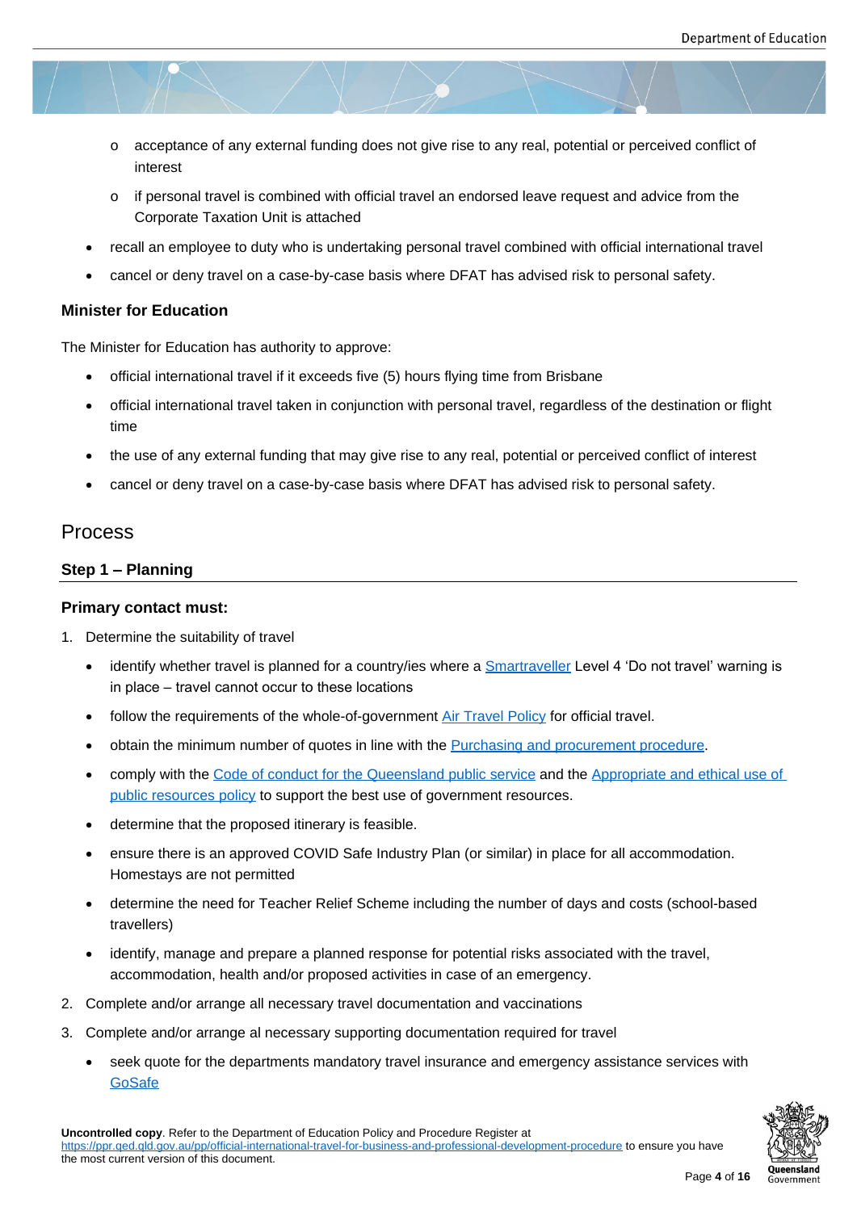- acceptance of any external funding does not give rise to any real, potential or perceived conflict of interest
  - if personal travel is combined with official travel an endorsed leave request and advice from the Corporate Taxation Unit is attached
- recall an employee to duty who is undertaking personal travel combined with official international travel
- cancel or deny travel on a case-by-case basis where DFAT has advised risk to personal safety.

### Minister for Education

The Minister for Education has authority to approve:

- official international travel if it exceeds five (5) hours flying time from Brisbane
- official international travel taken in conjunction with personal travel, regardless of the destination or flight time
- the use of any external funding that may give rise to any real, potential or perceived conflict of interest
- cancel or deny travel on a case-by-case basis where DFAT has advised risk to personal safety.

## Process

### Step 1 – Planning

#### Primary contact must:

1. Determine the suitability of travel
   - identify whether travel is planned for a country/ies where a Smartraveller Level 4 'Do not travel' warning is in place – travel cannot occur to these locations
   - follow the requirements of the whole-of-government Air Travel Policy for official travel.
   - obtain the minimum number of quotes in line with the Purchasing and procurement procedure.
   - comply with the Code of conduct for the Queensland public service and the Appropriate and ethical use of public resources policy to support the best use of government resources.
   - determine that the proposed itinerary is feasible.
   - ensure there is an approved COVID Safe Industry Plan (or similar) in place for all accommodation. Homestays are not permitted
   - determine the need for Teacher Relief Scheme including the number of days and costs (school-based travellers)
   - identify, manage and prepare a planned response for potential risks associated with the travel, accommodation, health and/or proposed activities in case of an emergency.
2. Complete and/or arrange all necessary travel documentation and vaccinations
3. Complete and/or arrange al necessary supporting documentation required for travel
   - seek quote for the departments mandatory travel insurance and emergency assistance services with GoSafe

**Uncontrolled copy**. Refer to the Department of Education Policy and Procedure Register at https://ppr.qed.qld.gov.au/pp/official-international-travel-for-business-and-professional-development-procedure to ensure you have the most current version of this document.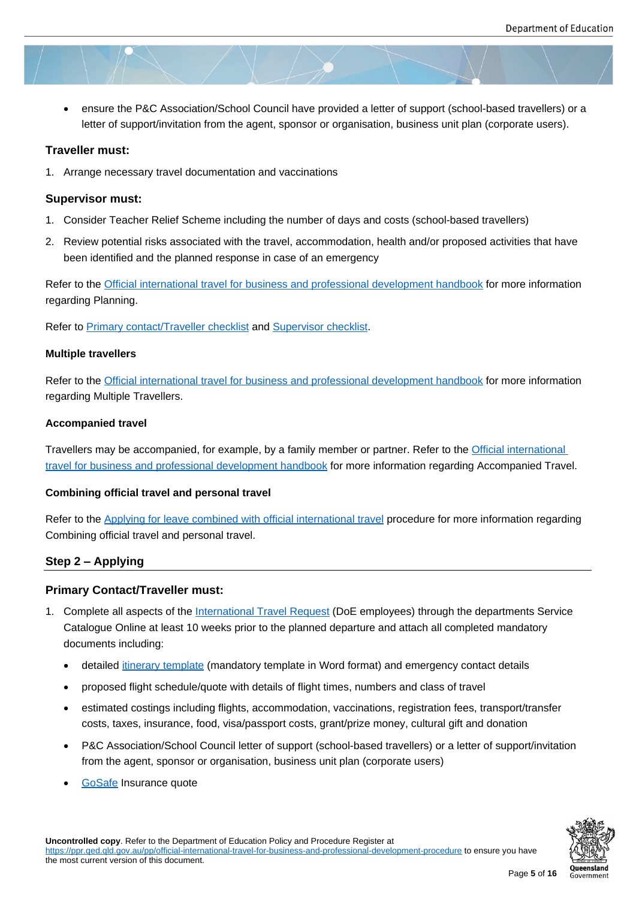- ensure the P&C Association/School Council have provided a letter of support (school-based travellers) or a letter of support/invitation from the agent, sponsor or organisation, business unit plan (corporate users).

### Traveller must:

1. Arrange necessary travel documentation and vaccinations

### Supervisor must:

1. Consider Teacher Relief Scheme including the number of days and costs (school-based travellers)
2. Review potential risks associated with the travel, accommodation, health and/or proposed activities that have been identified and the planned response in case of an emergency

Refer to the Official international travel for business and professional development handbook for more information regarding Planning.

Refer to Primary contact/Traveller checklist and Supervisor checklist.

#### Multiple travellers

Refer to the Official international travel for business and professional development handbook for more information regarding Multiple Travellers.

#### Accompanied travel

Travellers may be accompanied, for example, by a family member or partner. Refer to the Official international travel for business and professional development handbook for more information regarding Accompanied Travel.

#### Combining official travel and personal travel

Refer to the Applying for leave combined with official international travel procedure for more information regarding Combining official travel and personal travel.

## Step 2 – Applying

### Primary Contact/Traveller must:

1. Complete all aspects of the International Travel Request (DoE employees) through the departments Service Catalogue Online at least 10 weeks prior to the planned departure and attach all completed mandatory documents including:
   - detailed itinerary template (mandatory template in Word format) and emergency contact details
   - proposed flight schedule/quote with details of flight times, numbers and class of travel
   - estimated costings including flights, accommodation, vaccinations, registration fees, transport/transfer costs, taxes, insurance, food, visa/passport costs, grant/prize money, cultural gift and donation
   - P&C Association/School Council letter of support (school-based travellers) or a letter of support/invitation from the agent, sponsor or organisation, business unit plan (corporate users)
   - GoSafe Insurance quote

**Uncontrolled copy**. Refer to the Department of Education Policy and Procedure Register at https://ppr.qed.qld.gov.au/pp/official-international-travel-for-business-and-professional-development-procedure to ensure you have the most current version of this document.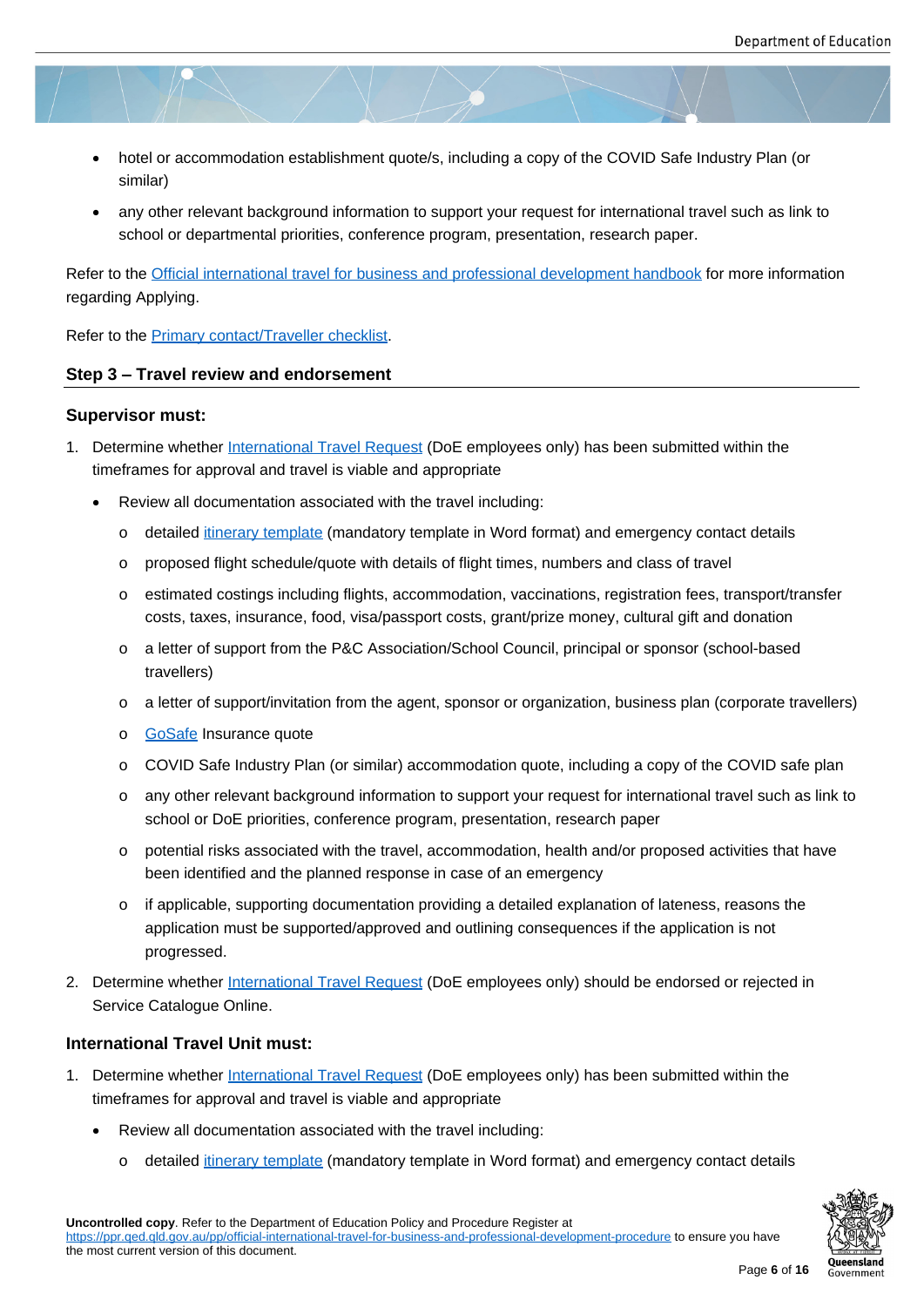- hotel or accommodation establishment quote/s, including a copy of the COVID Safe Industry Plan (or similar)
- any other relevant background information to support your request for international travel such as link to school or departmental priorities, conference program, presentation, research paper.

Refer to the [Official international travel for business and professional development handbook]() for more information regarding Applying.

Refer to the [Primary contact/Traveller checklist]().

### Step 3 – Travel review and endorsement

#### Supervisor must:

1. Determine whether [International Travel Request]() (DoE employees only) has been submitted within the timeframes for approval and travel is viable and appropriate
   - Review all documentation associated with the travel including:
     - detailed [itinerary template]() (mandatory template in Word format) and emergency contact details
     - proposed flight schedule/quote with details of flight times, numbers and class of travel
     - estimated costings including flights, accommodation, vaccinations, registration fees, transport/transfer costs, taxes, insurance, food, visa/passport costs, grant/prize money, cultural gift and donation
     - a letter of support from the P&C Association/School Council, principal or sponsor (school-based travellers)
     - a letter of support/invitation from the agent, sponsor or organization, business plan (corporate travellers)
     - [GoSafe]() Insurance quote
     - COVID Safe Industry Plan (or similar) accommodation quote, including a copy of the COVID safe plan
     - any other relevant background information to support your request for international travel such as link to school or DoE priorities, conference program, presentation, research paper
     - potential risks associated with the travel, accommodation, health and/or proposed activities that have been identified and the planned response in case of an emergency
     - if applicable, supporting documentation providing a detailed explanation of lateness, reasons the application must be supported/approved and outlining consequences if the application is not progressed.
2. Determine whether [International Travel Request]() (DoE employees only) should be endorsed or rejected in Service Catalogue Online.

#### International Travel Unit must:

1. Determine whether [International Travel Request]() (DoE employees only) has been submitted within the timeframes for approval and travel is viable and appropriate
   - Review all documentation associated with the travel including:
     - detailed [itinerary template]() (mandatory template in Word format) and emergency contact details

**Uncontrolled copy**. Refer to the Department of Education Policy and Procedure Register at https://ppr.qed.qld.gov.au/pp/official-international-travel-for-business-and-professional-development-procedure to ensure you have the most current version of this document.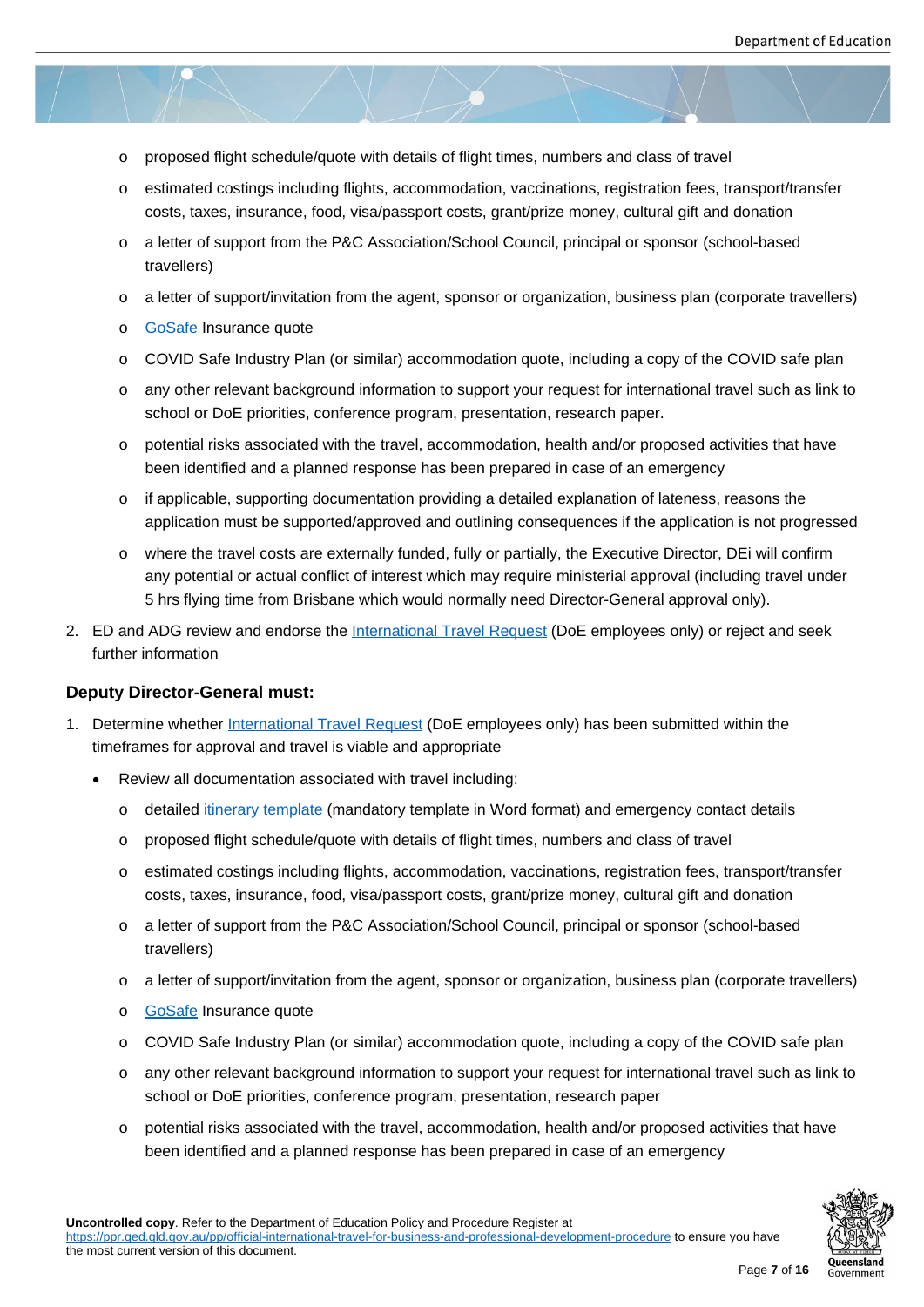- proposed flight schedule/quote with details of flight times, numbers and class of travel
  - estimated costings including flights, accommodation, vaccinations, registration fees, transport/transfer costs, taxes, insurance, food, visa/passport costs, grant/prize money, cultural gift and donation
  - a letter of support from the P&C Association/School Council, principal or sponsor (school-based travellers)
  - a letter of support/invitation from the agent, sponsor or organization, business plan (corporate travellers)
  - GoSafe Insurance quote
  - COVID Safe Industry Plan (or similar) accommodation quote, including a copy of the COVID safe plan
  - any other relevant background information to support your request for international travel such as link to school or DoE priorities, conference program, presentation, research paper.
  - potential risks associated with the travel, accommodation, health and/or proposed activities that have been identified and a planned response has been prepared in case of an emergency
  - if applicable, supporting documentation providing a detailed explanation of lateness, reasons the application must be supported/approved and outlining consequences if the application is not progressed
  - where the travel costs are externally funded, fully or partially, the Executive Director, DEi will confirm any potential or actual conflict of interest which may require ministerial approval (including travel under 5 hrs flying time from Brisbane which would normally need Director-General approval only).

2. ED and ADG review and endorse the International Travel Request (DoE employees only) or reject and seek further information

**Deputy Director-General must:**

1. Determine whether International Travel Request (DoE employees only) has been submitted within the timeframes for approval and travel is viable and appropriate
   - Review all documentation associated with travel including:
     - detailed itinerary template (mandatory template in Word format) and emergency contact details
     - proposed flight schedule/quote with details of flight times, numbers and class of travel
     - estimated costings including flights, accommodation, vaccinations, registration fees, transport/transfer costs, taxes, insurance, food, visa/passport costs, grant/prize money, cultural gift and donation
     - a letter of support from the P&C Association/School Council, principal or sponsor (school-based travellers)
     - a letter of support/invitation from the agent, sponsor or organization, business plan (corporate travellers)
     - GoSafe Insurance quote
     - COVID Safe Industry Plan (or similar) accommodation quote, including a copy of the COVID safe plan
     - any other relevant background information to support your request for international travel such as link to school or DoE priorities, conference program, presentation, research paper
     - potential risks associated with the travel, accommodation, health and/or proposed activities that have been identified and a planned response has been prepared in case of an emergency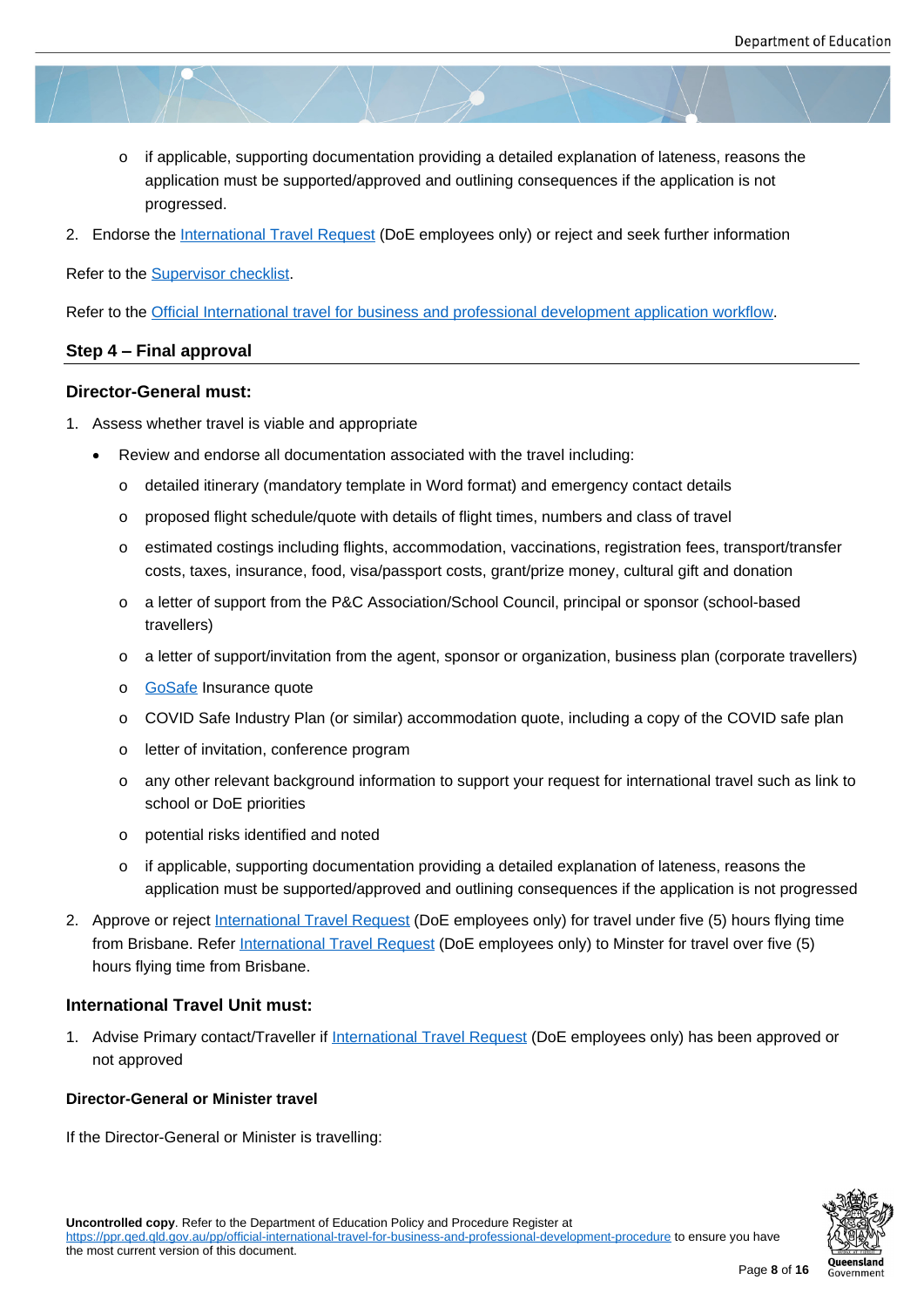- if applicable, supporting documentation providing a detailed explanation of lateness, reasons the application must be supported/approved and outlining consequences if the application is not progressed.

2. Endorse the [International Travel Request](#) (DoE employees only) or reject and seek further information

Refer to the [Supervisor checklist](#).

Refer to the [Official International travel for business and professional development application workflow](#).

## Step 4 – Final approval

### Director-General must:

1. Assess whether travel is viable and appropriate
   - Review and endorse all documentation associated with the travel including:
     - detailed itinerary (mandatory template in Word format) and emergency contact details
     - proposed flight schedule/quote with details of flight times, numbers and class of travel
     - estimated costings including flights, accommodation, vaccinations, registration fees, transport/transfer costs, taxes, insurance, food, visa/passport costs, grant/prize money, cultural gift and donation
     - a letter of support from the P&C Association/School Council, principal or sponsor (school-based travellers)
     - a letter of support/invitation from the agent, sponsor or organization, business plan (corporate travellers)
     - [GoSafe](#) Insurance quote
     - COVID Safe Industry Plan (or similar) accommodation quote, including a copy of the COVID safe plan
     - letter of invitation, conference program
     - any other relevant background information to support your request for international travel such as link to school or DoE priorities
     - potential risks identified and noted
     - if applicable, supporting documentation providing a detailed explanation of lateness, reasons the application must be supported/approved and outlining consequences if the application is not progressed
2. Approve or reject [International Travel Request](#) (DoE employees only) for travel under five (5) hours flying time from Brisbane. Refer [International Travel Request](#) (DoE employees only) to Minster for travel over five (5) hours flying time from Brisbane.

### International Travel Unit must:

1. Advise Primary contact/Traveller if [International Travel Request](#) (DoE employees only) has been approved or not approved

**Director-General or Minister travel**

If the Director-General or Minister is travelling:

**Uncontrolled copy**. Refer to the Department of Education Policy and Procedure Register at https://ppr.qed.qld.gov.au/pp/official-international-travel-for-business-and-professional-development-procedure to ensure you have the most current version of this document.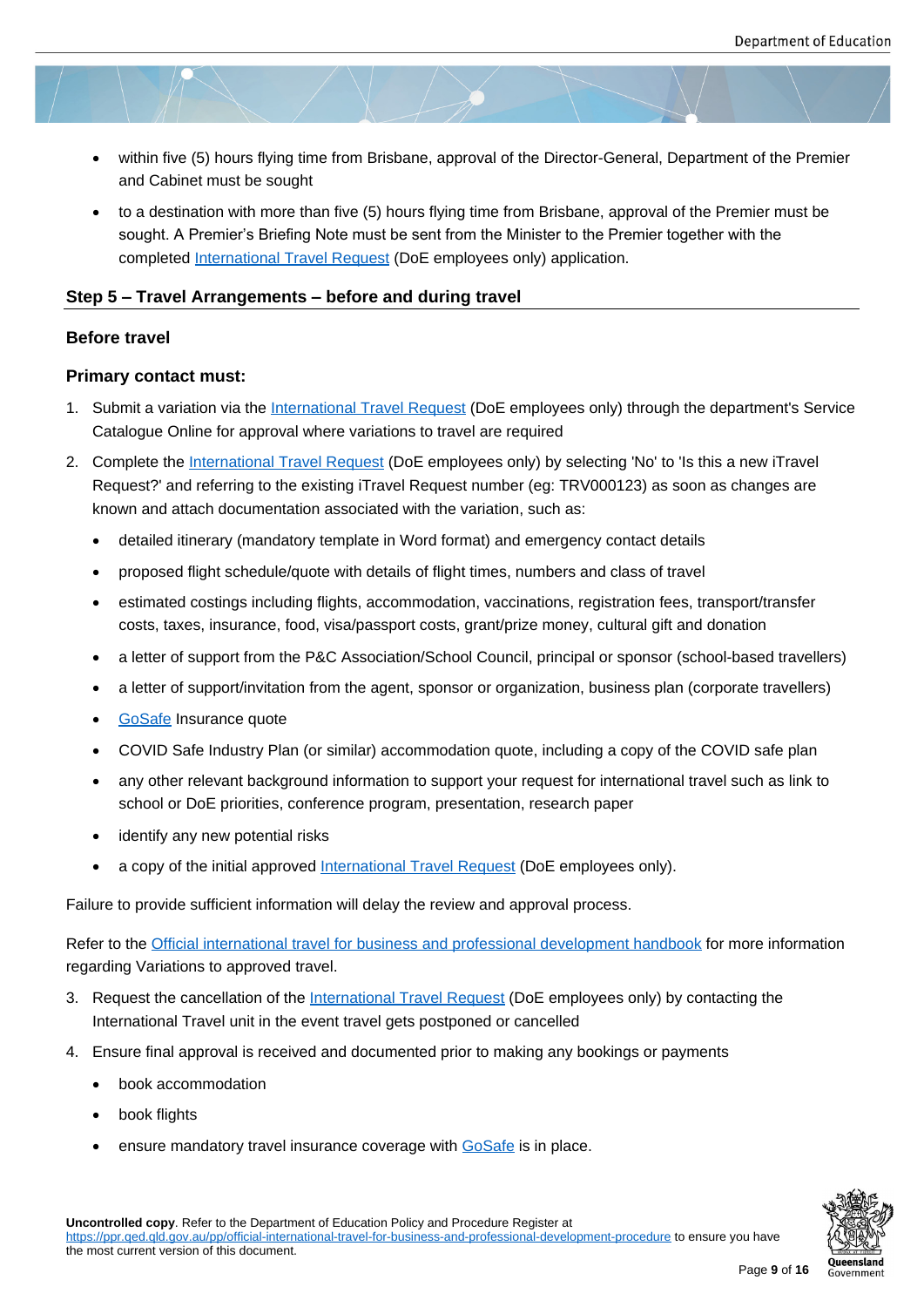- within five (5) hours flying time from Brisbane, approval of the Director-General, Department of the Premier and Cabinet must be sought
- to a destination with more than five (5) hours flying time from Brisbane, approval of the Premier must be sought. A Premier's Briefing Note must be sent from the Minister to the Premier together with the completed International Travel Request (DoE employees only) application.

## Step 5 – Travel Arrangements – before and during travel

### Before travel

### Primary contact must:

1. Submit a variation via the International Travel Request (DoE employees only) through the department's Service Catalogue Online for approval where variations to travel are required
2. Complete the International Travel Request (DoE employees only) by selecting 'No' to 'Is this a new iTravel Request?' and referring to the existing iTravel Request number (eg: TRV000123) as soon as changes are known and attach documentation associated with the variation, such as:
   - detailed itinerary (mandatory template in Word format) and emergency contact details
   - proposed flight schedule/quote with details of flight times, numbers and class of travel
   - estimated costings including flights, accommodation, vaccinations, registration fees, transport/transfer costs, taxes, insurance, food, visa/passport costs, grant/prize money, cultural gift and donation
   - a letter of support from the P&C Association/School Council, principal or sponsor (school-based travellers)
   - a letter of support/invitation from the agent, sponsor or organization, business plan (corporate travellers)
   - GoSafe Insurance quote
   - COVID Safe Industry Plan (or similar) accommodation quote, including a copy of the COVID safe plan
   - any other relevant background information to support your request for international travel such as link to school or DoE priorities, conference program, presentation, research paper
   - identify any new potential risks
   - a copy of the initial approved International Travel Request (DoE employees only).

Failure to provide sufficient information will delay the review and approval process.

Refer to the Official international travel for business and professional development handbook for more information regarding Variations to approved travel.

3. Request the cancellation of the International Travel Request (DoE employees only) by contacting the International Travel unit in the event travel gets postponed or cancelled
4. Ensure final approval is received and documented prior to making any bookings or payments
   - book accommodation
   - book flights
   - ensure mandatory travel insurance coverage with GoSafe is in place.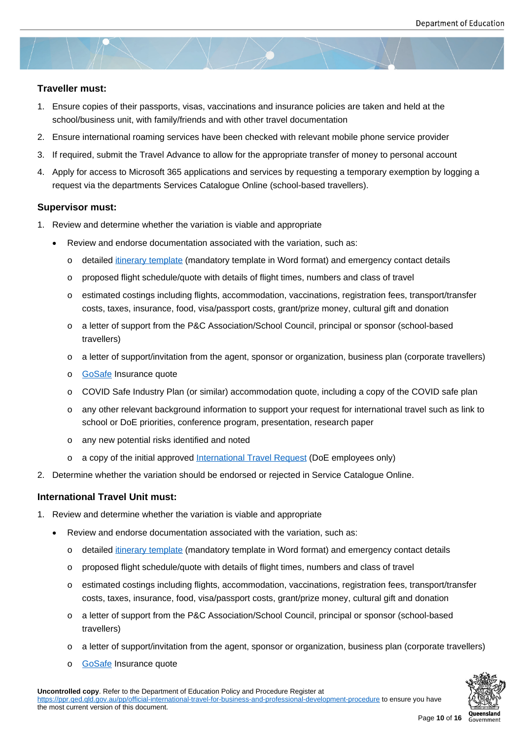**Traveller must:**

1. Ensure copies of their passports, visas, vaccinations and insurance policies are taken and held at the school/business unit, with family/friends and with other travel documentation
2. Ensure international roaming services have been checked with relevant mobile phone service provider
3. If required, submit the Travel Advance to allow for the appropriate transfer of money to personal account
4. Apply for access to Microsoft 365 applications and services by requesting a temporary exemption by logging a request via the departments Services Catalogue Online (school-based travellers).

**Supervisor must:**

1. Review and determine whether the variation is viable and appropriate
   - Review and endorse documentation associated with the variation, such as:
     - detailed itinerary template (mandatory template in Word format) and emergency contact details
     - proposed flight schedule/quote with details of flight times, numbers and class of travel
     - estimated costings including flights, accommodation, vaccinations, registration fees, transport/transfer costs, taxes, insurance, food, visa/passport costs, grant/prize money, cultural gift and donation
     - a letter of support from the P&C Association/School Council, principal or sponsor (school-based travellers)
     - a letter of support/invitation from the agent, sponsor or organization, business plan (corporate travellers)
     - GoSafe Insurance quote
     - COVID Safe Industry Plan (or similar) accommodation quote, including a copy of the COVID safe plan
     - any other relevant background information to support your request for international travel such as link to school or DoE priorities, conference program, presentation, research paper
     - any new potential risks identified and noted
     - a copy of the initial approved International Travel Request (DoE employees only)
2. Determine whether the variation should be endorsed or rejected in Service Catalogue Online.

**International Travel Unit must:**

1. Review and determine whether the variation is viable and appropriate
   - Review and endorse documentation associated with the variation, such as:
     - detailed itinerary template (mandatory template in Word format) and emergency contact details
     - proposed flight schedule/quote with details of flight times, numbers and class of travel
     - estimated costings including flights, accommodation, vaccinations, registration fees, transport/transfer costs, taxes, insurance, food, visa/passport costs, grant/prize money, cultural gift and donation
     - a letter of support from the P&C Association/School Council, principal or sponsor (school-based travellers)
     - a letter of support/invitation from the agent, sponsor or organization, business plan (corporate travellers)
     - GoSafe Insurance quote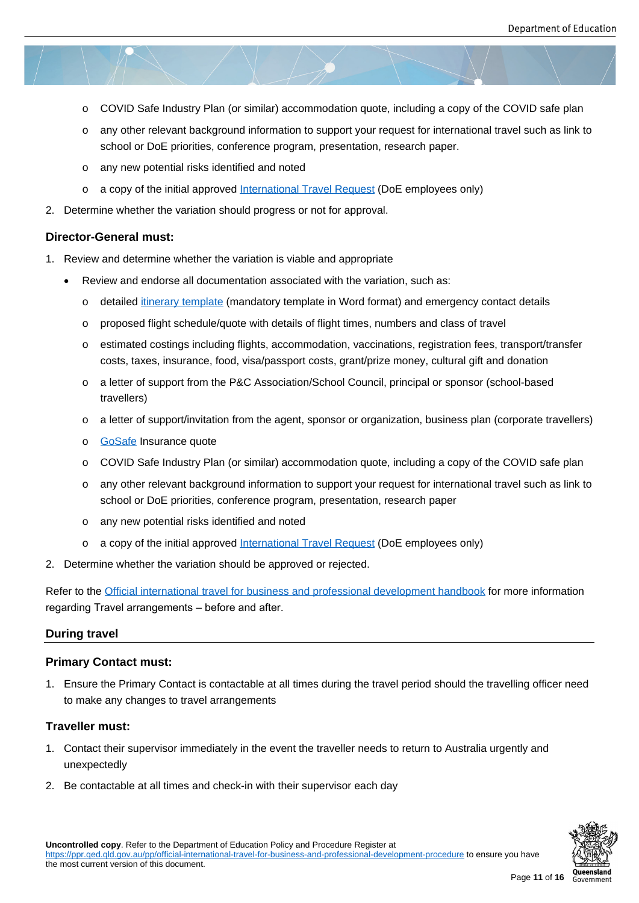- COVID Safe Industry Plan (or similar) accommodation quote, including a copy of the COVID safe plan
  - any other relevant background information to support your request for international travel such as link to school or DoE priorities, conference program, presentation, research paper.
  - any new potential risks identified and noted
  - a copy of the initial approved International Travel Request (DoE employees only)
2. Determine whether the variation should progress or not for approval.

### Director-General must:

1. Review and determine whether the variation is viable and appropriate
   - Review and endorse all documentation associated with the variation, such as:
     - detailed itinerary template (mandatory template in Word format) and emergency contact details
     - proposed flight schedule/quote with details of flight times, numbers and class of travel
     - estimated costings including flights, accommodation, vaccinations, registration fees, transport/transfer costs, taxes, insurance, food, visa/passport costs, grant/prize money, cultural gift and donation
     - a letter of support from the P&C Association/School Council, principal or sponsor (school-based travellers)
     - a letter of support/invitation from the agent, sponsor or organization, business plan (corporate travellers)
     - GoSafe Insurance quote
     - COVID Safe Industry Plan (or similar) accommodation quote, including a copy of the COVID safe plan
     - any other relevant background information to support your request for international travel such as link to school or DoE priorities, conference program, presentation, research paper
     - any new potential risks identified and noted
     - a copy of the initial approved International Travel Request (DoE employees only)
2. Determine whether the variation should be approved or rejected.

Refer to the Official international travel for business and professional development handbook for more information regarding Travel arrangements – before and after.

## During travel

### Primary Contact must:

1. Ensure the Primary Contact is contactable at all times during the travel period should the travelling officer need to make any changes to travel arrangements

### Traveller must:

1. Contact their supervisor immediately in the event the traveller needs to return to Australia urgently and unexpectedly
2. Be contactable at all times and check-in with their supervisor each day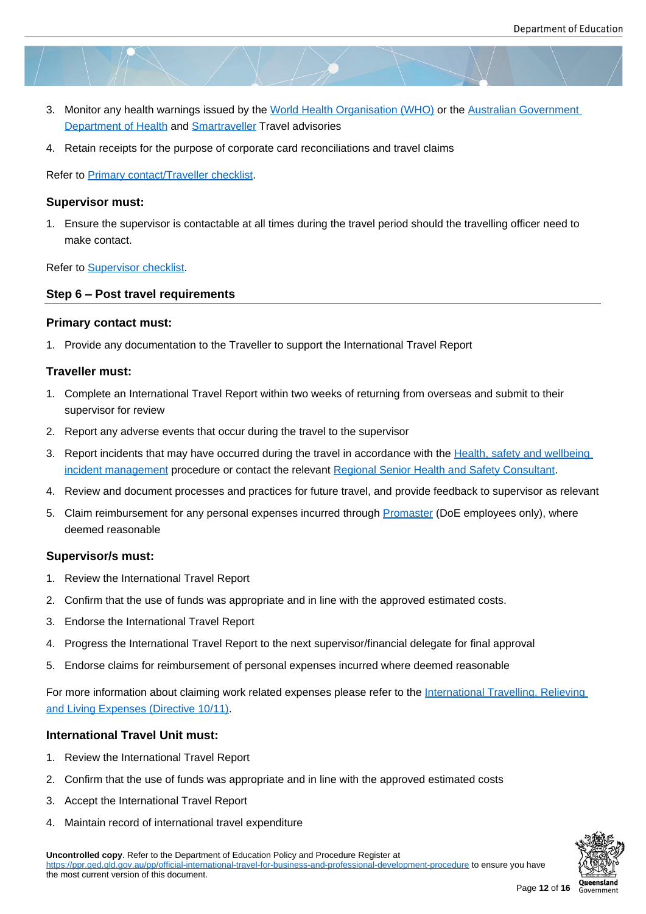3. Monitor any health warnings issued by the World Health Organisation (WHO) or the Australian Government Department of Health and Smartraveller Travel advisories
4. Retain receipts for the purpose of corporate card reconciliations and travel claims

Refer to Primary contact/Traveller checklist.

**Supervisor must:**

1. Ensure the supervisor is contactable at all times during the travel period should the travelling officer need to make contact.

Refer to Supervisor checklist.

### Step 6 – Post travel requirements

**Primary contact must:**

1. Provide any documentation to the Traveller to support the International Travel Report

**Traveller must:**

1. Complete an International Travel Report within two weeks of returning from overseas and submit to their supervisor for review
2. Report any adverse events that occur during the travel to the supervisor
3. Report incidents that may have occurred during the travel in accordance with the Health, safety and wellbeing incident management procedure or contact the relevant Regional Senior Health and Safety Consultant.
4. Review and document processes and practices for future travel, and provide feedback to supervisor as relevant
5. Claim reimbursement for any personal expenses incurred through Promaster (DoE employees only), where deemed reasonable

**Supervisor/s must:**

1. Review the International Travel Report
2. Confirm that the use of funds was appropriate and in line with the approved estimated costs.
3. Endorse the International Travel Report
4. Progress the International Travel Report to the next supervisor/financial delegate for final approval
5. Endorse claims for reimbursement of personal expenses incurred where deemed reasonable

For more information about claiming work related expenses please refer to the International Travelling, Relieving and Living Expenses (Directive 10/11).

**International Travel Unit must:**

1. Review the International Travel Report
2. Confirm that the use of funds was appropriate and in line with the approved estimated costs
3. Accept the International Travel Report
4. Maintain record of international travel expenditure

**Uncontrolled copy**. Refer to the Department of Education Policy and Procedure Register at https://ppr.qed.qld.gov.au/pp/official-international-travel-for-business-and-professional-development-procedure to ensure you have the most current version of this document.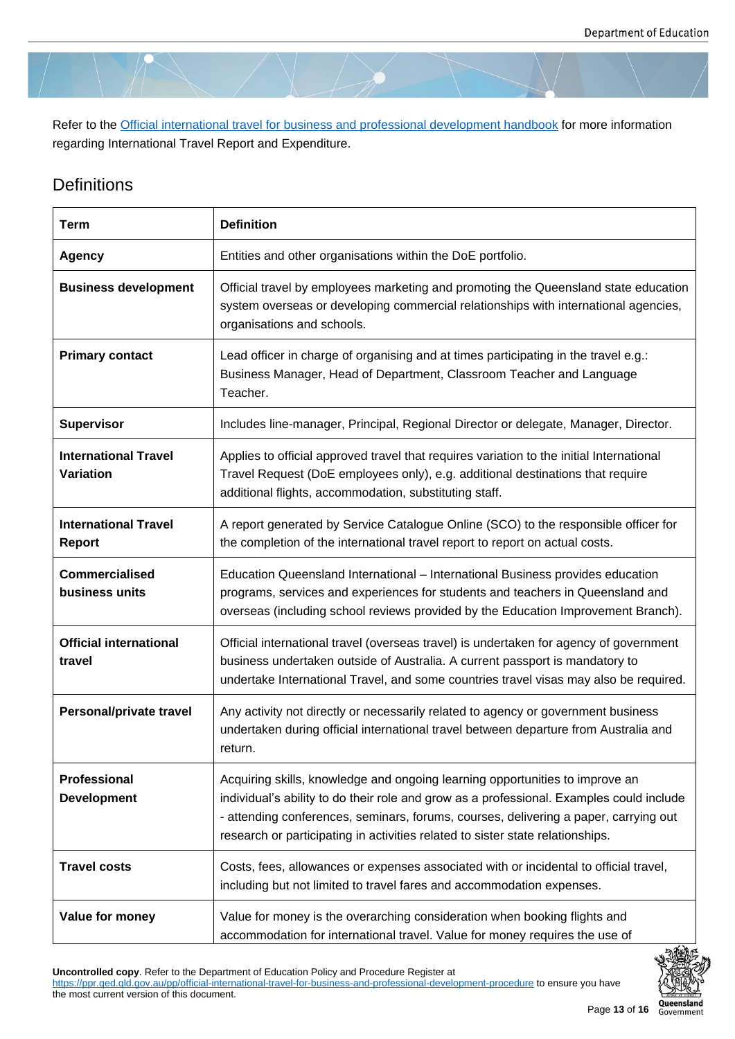Refer to the Official international travel for business and professional development handbook for more information regarding International Travel Report and Expenditure.

## Definitions

| Term | Definition |
| --- | --- |
| **Agency** | Entities and other organisations within the DoE portfolio. |
| **Business development** | Official travel by employees marketing and promoting the Queensland state education system overseas or developing commercial relationships with international agencies, organisations and schools. |
| **Primary contact** | Lead officer in charge of organising and at times participating in the travel e.g.: Business Manager, Head of Department, Classroom Teacher and Language Teacher. |
| **Supervisor** | Includes line-manager, Principal, Regional Director or delegate, Manager, Director. |
| **International Travel Variation** | Applies to official approved travel that requires variation to the initial International Travel Request (DoE employees only), e.g. additional destinations that require additional flights, accommodation, substituting staff. |
| **International Travel Report** | A report generated by Service Catalogue Online (SCO) to the responsible officer for the completion of the international travel report to report on actual costs. |
| **Commercialised business units** | Education Queensland International – International Business provides education programs, services and experiences for students and teachers in Queensland and overseas (including school reviews provided by the Education Improvement Branch). |
| **Official international travel** | Official international travel (overseas travel) is undertaken for agency of government business undertaken outside of Australia. A current passport is mandatory to undertake International Travel, and some countries travel visas may also be required. |
| **Personal/private travel** | Any activity not directly or necessarily related to agency or government business undertaken during official international travel between departure from Australia and return. |
| **Professional Development** | Acquiring skills, knowledge and ongoing learning opportunities to improve an individual's ability to do their role and grow as a professional. Examples could include - attending conferences, seminars, forums, courses, delivering a paper, carrying out research or participating in activities related to sister state relationships. |
| **Travel costs** | Costs, fees, allowances or expenses associated with or incidental to official travel, including but not limited to travel fares and accommodation expenses. |
| **Value for money** | Value for money is the overarching consideration when booking flights and accommodation for international travel. Value for money requires the use of |

**Uncontrolled copy**. Refer to the Department of Education Policy and Procedure Register at https://ppr.qed.qld.gov.au/pp/official-international-travel-for-business-and-professional-development-procedure to ensure you have the most current version of this document.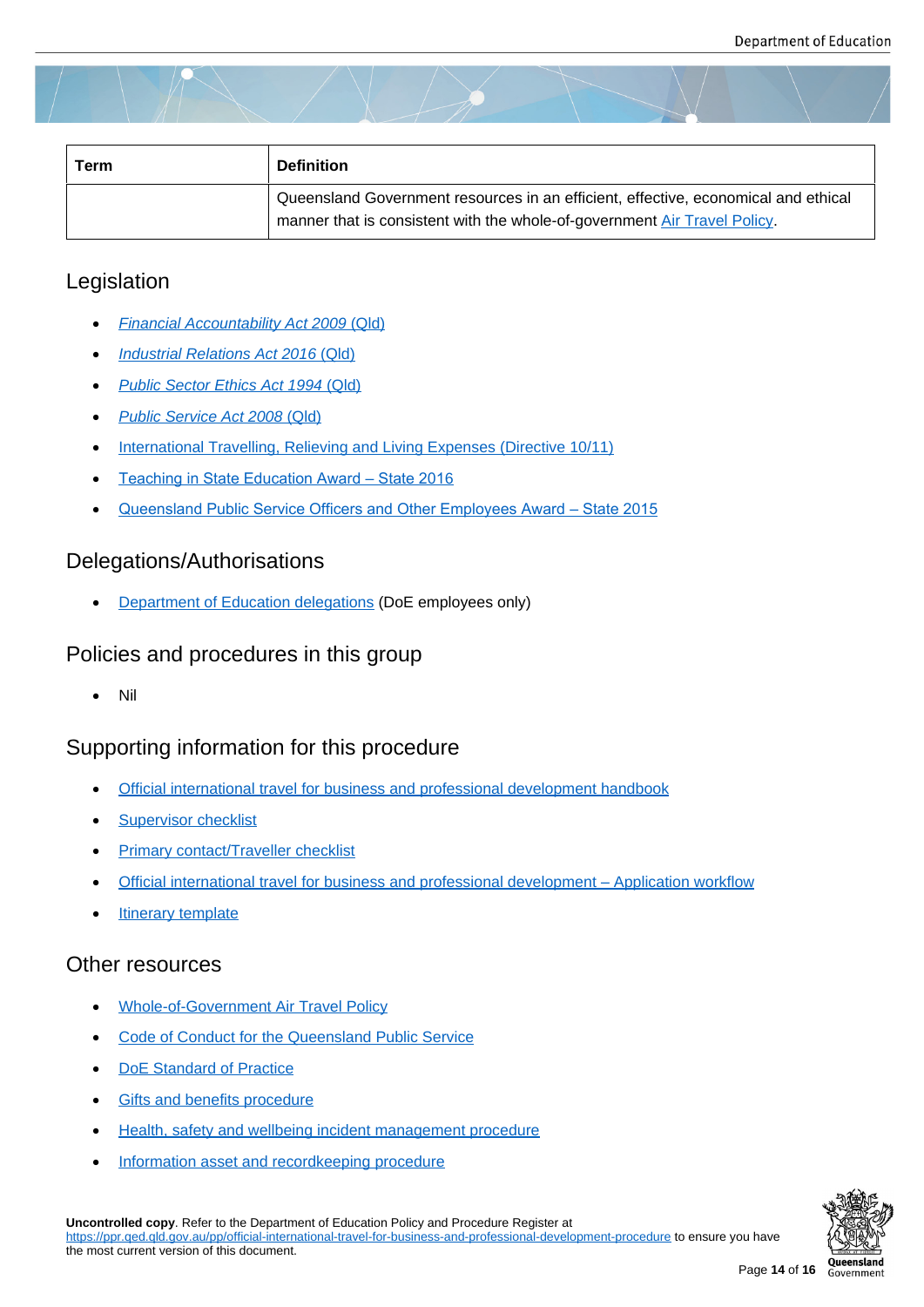| Term | Definition |
| --- | --- |
| | Queensland Government resources in an efficient, effective, economical and ethical manner that is consistent with the whole-of-government Air Travel Policy. |

## Legislation

- *Financial Accountability Act 2009* (Qld)
- *Industrial Relations Act 2016* (Qld)
- *Public Sector Ethics Act 1994* (Qld)
- *Public Service Act 2008* (Qld)
- International Travelling, Relieving and Living Expenses (Directive 10/11)
- Teaching in State Education Award – State 2016
- Queensland Public Service Officers and Other Employees Award – State 2015

## Delegations/Authorisations

- Department of Education delegations (DoE employees only)

## Policies and procedures in this group

- Nil

## Supporting information for this procedure

- Official international travel for business and professional development handbook
- Supervisor checklist
- Primary contact/Traveller checklist
- Official international travel for business and professional development – Application workflow
- Itinerary template

## Other resources

- Whole-of-Government Air Travel Policy
- Code of Conduct for the Queensland Public Service
- DoE Standard of Practice
- Gifts and benefits procedure
- Health, safety and wellbeing incident management procedure
- Information asset and recordkeeping procedure

**Uncontrolled copy**. Refer to the Department of Education Policy and Procedure Register at https://ppr.qed.qld.gov.au/pp/official-international-travel-for-business-and-professional-development-procedure to ensure you have the most current version of this document.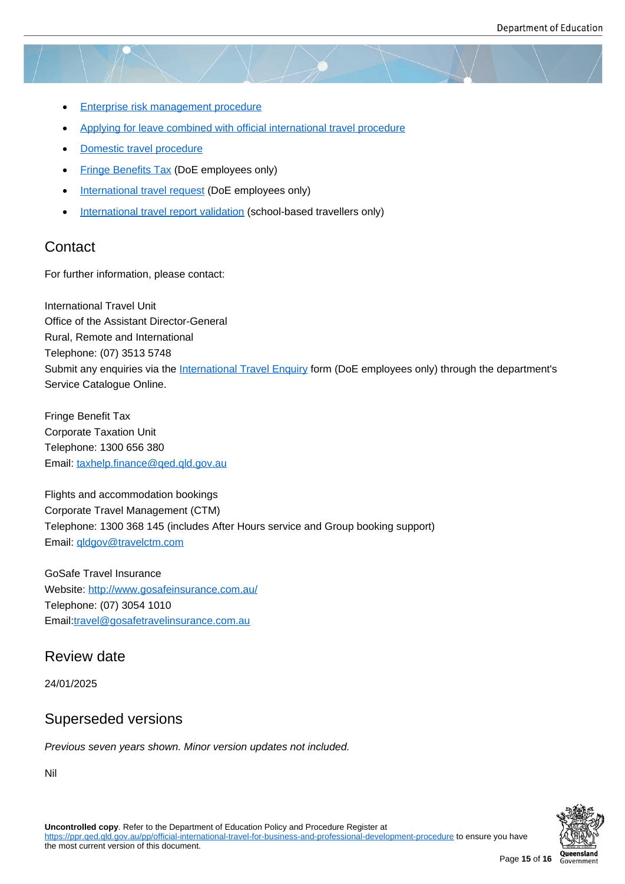- Enterprise risk management procedure
- Applying for leave combined with official international travel procedure
- Domestic travel procedure
- Fringe Benefits Tax (DoE employees only)
- International travel request (DoE employees only)
- International travel report validation (school-based travellers only)

## Contact

For further information, please contact:

International Travel Unit
Office of the Assistant Director-General
Rural, Remote and International
Telephone: (07) 3513 5748
Submit any enquiries via the International Travel Enquiry form (DoE employees only) through the department's Service Catalogue Online.

Fringe Benefit Tax
Corporate Taxation Unit
Telephone: 1300 656 380
Email: taxhelp.finance@qed.qld.gov.au

Flights and accommodation bookings
Corporate Travel Management (CTM)
Telephone: 1300 368 145 (includes After Hours service and Group booking support)
Email: qldgov@travelctm.com

GoSafe Travel Insurance
Website: http://www.gosafeinsurance.com.au/
Telephone: (07) 3054 1010
Email:travel@gosafetravelinsurance.com.au

## Review date

24/01/2025

## Superseded versions

*Previous seven years shown. Minor version updates not included.*

Nil

**Uncontrolled copy**. Refer to the Department of Education Policy and Procedure Register at https://ppr.qed.qld.gov.au/pp/official-international-travel-for-business-and-professional-development-procedure to ensure you have the most current version of this document.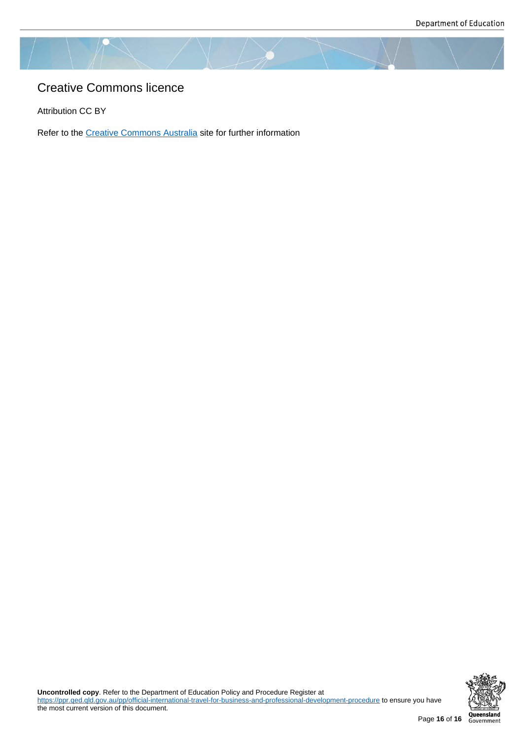## Creative Commons licence

Attribution CC BY

Refer to the [Creative Commons Australia](https://creativecommons.org.au) site for further information